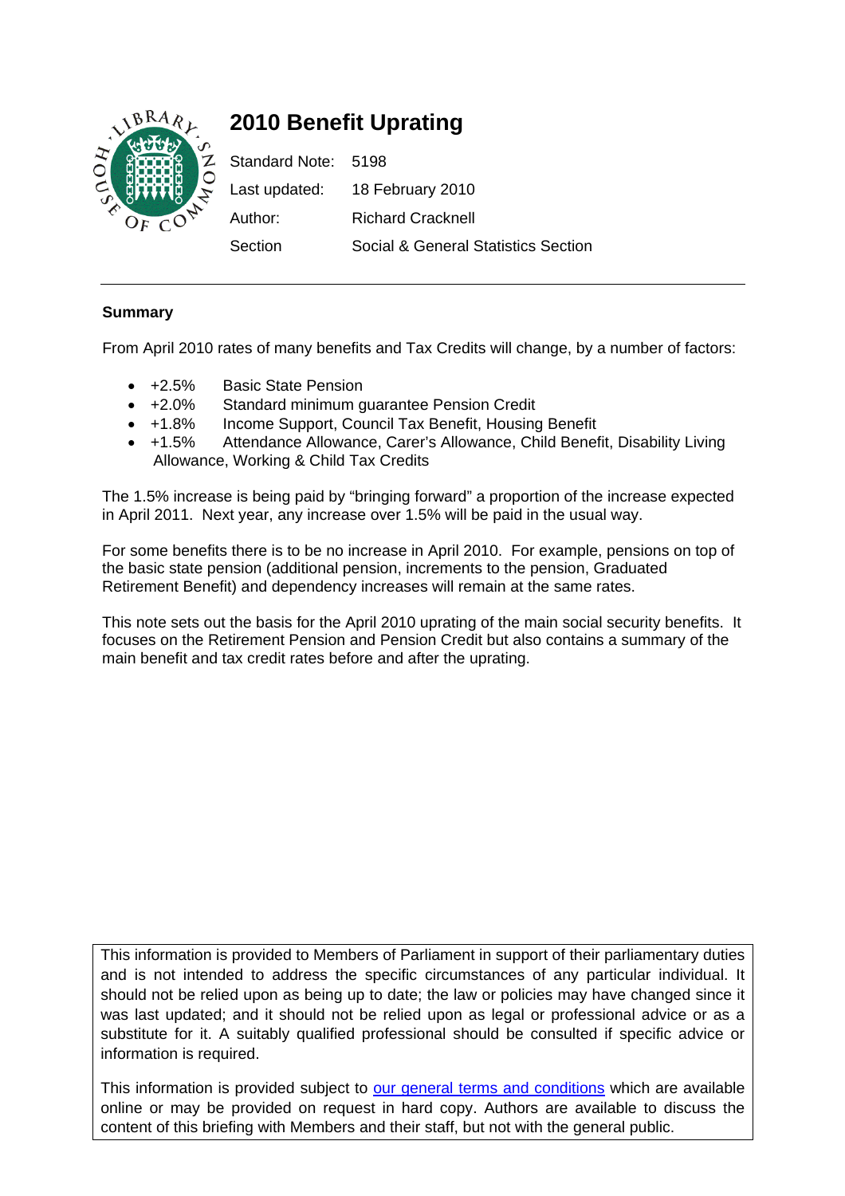# 2010 Benefit Uprating

Standard Note: 5198

Last updated: 18 February 2010

Author: Richard Cracknell

Section: Social & General Statistics Section

---

## Summary

From April 2010 rates of many benefits and Tax Credits will change, by a number of factors:

- +2.5% Basic State Pension
- +2.0% Standard minimum guarantee Pension Credit
- +1.8% Income Support, Council Tax Benefit, Housing Benefit
- +1.5% Attendance Allowance, Carer's Allowance, Child Benefit, Disability Living Allowance, Working & Child Tax Credits

The 1.5% increase is being paid by "bringing forward" a proportion of the increase expected in April 2011. Next year, any increase over 1.5% will be paid in the usual way.

For some benefits there is to be no increase in April 2010. For example, pensions on top of the basic state pension (additional pension, increments to the pension, Graduated Retirement Benefit) and dependency increases will remain at the same rates.

This note sets out the basis for the April 2010 uprating of the main social security benefits. It focuses on the Retirement Pension and Pension Credit but also contains a summary of the main benefit and tax credit rates before and after the uprating.

This information is provided to Members of Parliament in support of their parliamentary duties and is not intended to address the specific circumstances of any particular individual. It should not be relied upon as being up to date; the law or policies may have changed since it was last updated; and it should not be relied upon as legal or professional advice or as a substitute for it. A suitably qualified professional should be consulted if specific advice or information is required.

This information is provided subject to our general terms and conditions which are available online or may be provided on request in hard copy. Authors are available to discuss the content of this briefing with Members and their staff, but not with the general public.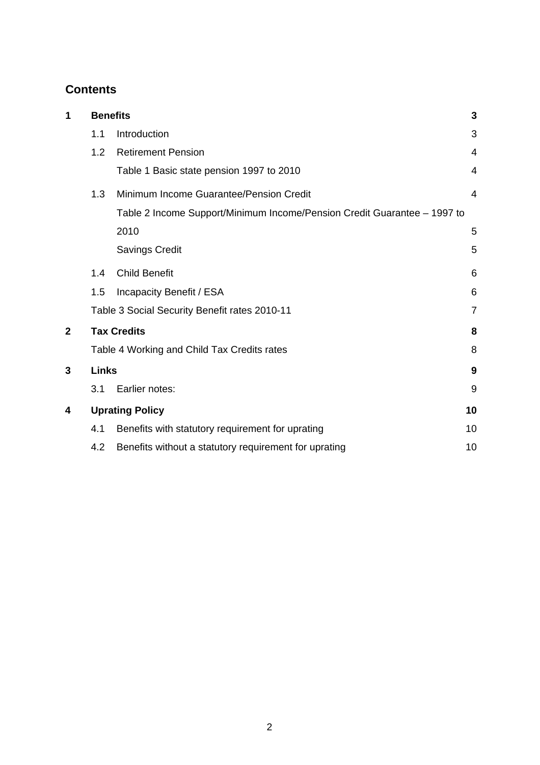## Contents

| | | | |
|---|---|---|---|
| **1** | **Benefits** | | **3** |
| | 1.1 | Introduction | 3 |
| | 1.2 | Retirement Pension | 4 |
| | | Table 1 Basic state pension 1997 to 2010 | 4 |
| | 1.3 | Minimum Income Guarantee/Pension Credit | 4 |
| | | Table 2 Income Support/Minimum Income/Pension Credit Guarantee – 1997 to 2010 | 5 |
| | | Savings Credit | 5 |
| | 1.4 | Child Benefit | 6 |
| | 1.5 | Incapacity Benefit / ESA | 6 |
| | Table 3 Social Security Benefit rates 2010-11 | | 7 |
| **2** | **Tax Credits** | | **8** |
| | Table 4 Working and Child Tax Credits rates | | 8 |
| **3** | **Links** | | **9** |
| | 3.1 | Earlier notes: | 9 |
| **4** | **Uprating Policy** | | **10** |
| | 4.1 | Benefits with statutory requirement for uprating | 10 |
| | 4.2 | Benefits without a statutory requirement for uprating | 10 |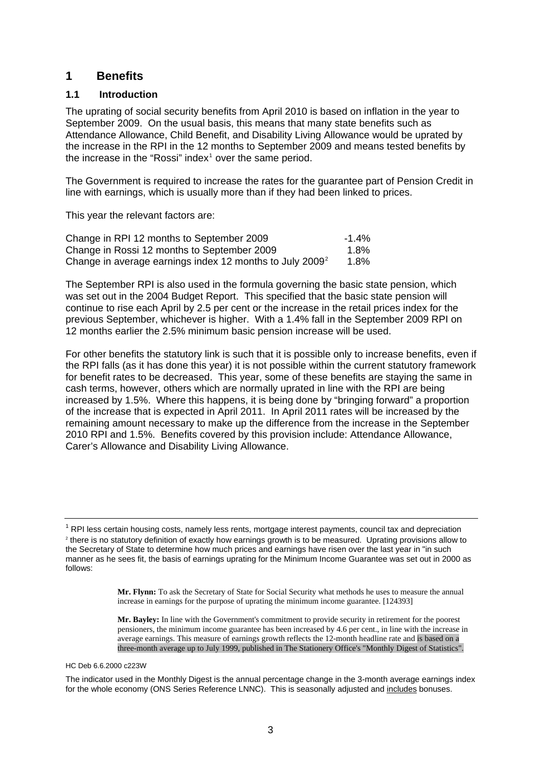# 1 Benefits

## 1.1 Introduction

The uprating of social security benefits from April 2010 is based on inflation in the year to September 2009. On the usual basis, this means that many state benefits such as Attendance Allowance, Child Benefit, and Disability Living Allowance would be uprated by the increase in the RPI in the 12 months to September 2009 and means tested benefits by the increase in the "Rossi" index[1] over the same period.

The Government is required to increase the rates for the guarantee part of Pension Credit in line with earnings, which is usually more than if they had been linked to prices.

This year the relevant factors are:

| | |
|---|---|
| Change in RPI 12 months to September 2009 | -1.4% |
| Change in Rossi 12 months to September 2009 | 1.8% |
| Change in average earnings index 12 months to July 2009[2] | 1.8% |

The September RPI is also used in the formula governing the basic state pension, which was set out in the 2004 Budget Report. This specified that the basic state pension will continue to rise each April by 2.5 per cent or the increase in the retail prices index for the previous September, whichever is higher. With a 1.4% fall in the September 2009 RPI on 12 months earlier the 2.5% minimum basic pension increase will be used.

For other benefits the statutory link is such that it is possible only to increase benefits, even if the RPI falls (as it has done this year) it is not possible within the current statutory framework for benefit rates to be decreased. This year, some of these benefits are staying the same in cash terms, however, others which are normally uprated in line with the RPI are being increased by 1.5%. Where this happens, it is being done by "bringing forward" a proportion of the increase that is expected in April 2011. In April 2011 rates will be increased by the remaining amount necessary to make up the difference from the increase in the September 2010 RPI and 1.5%. Benefits covered by this provision include: Attendance Allowance, Carer's Allowance and Disability Living Allowance.

---

[1] RPI less certain housing costs, namely less rents, mortgage interest payments, council tax and depreciation

[2] there is no statutory definition of exactly how earnings growth is to be measured. Uprating provisions allow to the Secretary of State to determine how much prices and earnings have risen over the last year in "in such manner as he sees fit, the basis of earnings uprating for the Minimum Income Guarantee was set out in 2000 as follows:

> **Mr. Flynn:** To ask the Secretary of State for Social Security what methods he uses to measure the annual increase in earnings for the purpose of uprating the minimum income guarantee. [124393]
>
> **Mr. Bayley:** In line with the Government's commitment to provide security in retirement for the poorest pensioners, the minimum income guarantee has been increased by 4.6 per cent., in line with the increase in average earnings. This measure of earnings growth reflects the 12-month headline rate and is based on a three-month average up to July 1999, published in The Stationery Office's "Monthly Digest of Statistics".

HC Deb 6.6.2000 c223W

The indicator used in the Monthly Digest is the annual percentage change in the 3-month average earnings index for the whole economy (ONS Series Reference LNNC). This is seasonally adjusted and <u>includes</u> bonuses.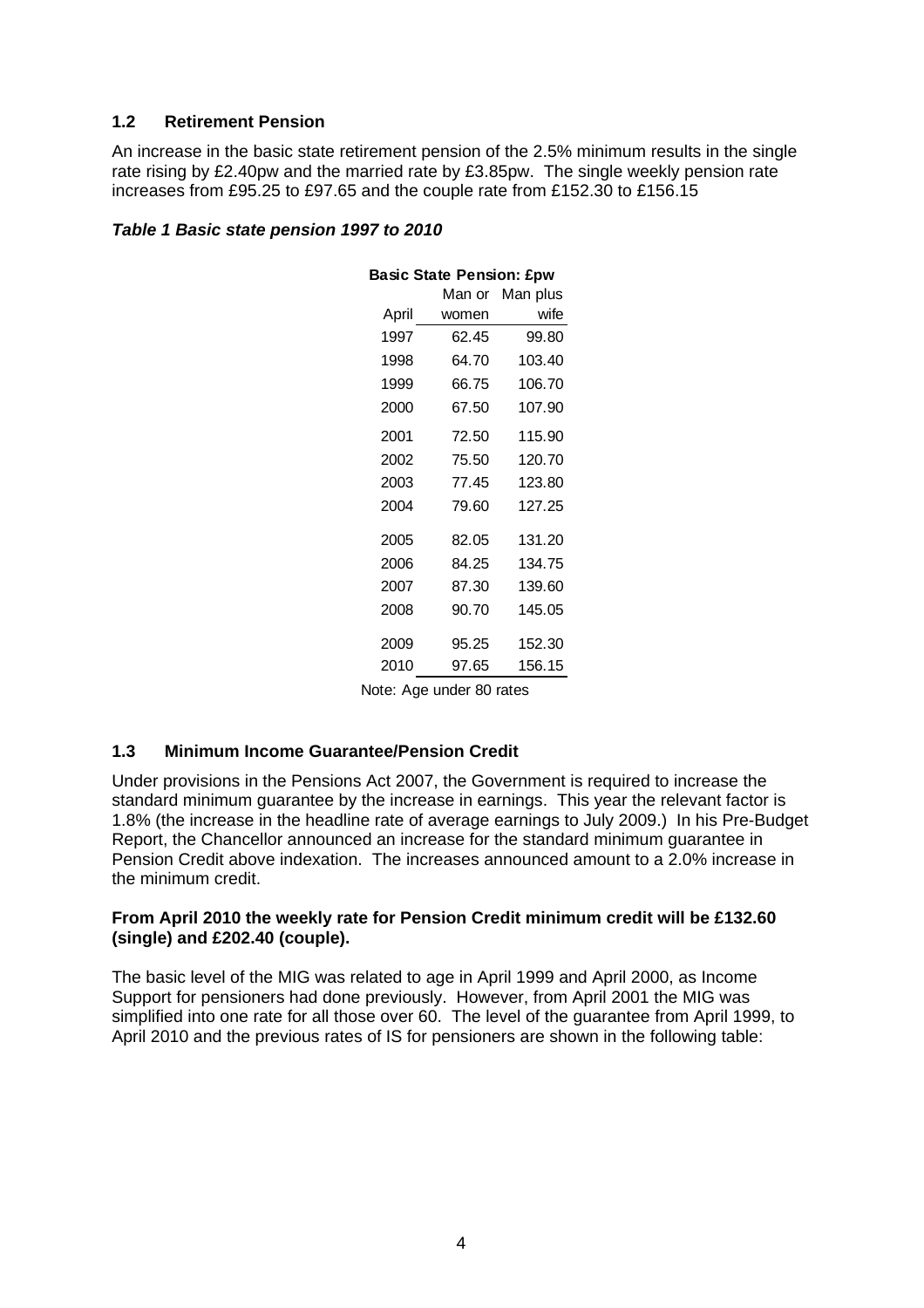## 1.2 Retirement Pension

An increase in the basic state retirement pension of the 2.5% minimum results in the single rate rising by £2.40pw and the married rate by £3.85pw. The single weekly pension rate increases from £95.25 to £97.65 and the couple rate from £152.30 to £156.15

***Table 1 Basic state pension 1997 to 2010***

| Basic State Pension: £pw | | |
|---|---|---|
| April | Man or women | Man plus wife |
| 1997 | 62.45 | 99.80 |
| 1998 | 64.70 | 103.40 |
| 1999 | 66.75 | 106.70 |
| 2000 | 67.50 | 107.90 |
| 2001 | 72.50 | 115.90 |
| 2002 | 75.50 | 120.70 |
| 2003 | 77.45 | 123.80 |
| 2004 | 79.60 | 127.25 |
| 2005 | 82.05 | 131.20 |
| 2006 | 84.25 | 134.75 |
| 2007 | 87.30 | 139.60 |
| 2008 | 90.70 | 145.05 |
| 2009 | 95.25 | 152.30 |
| 2010 | 97.65 | 156.15 |

Note: Age under 80 rates

## 1.3 Minimum Income Guarantee/Pension Credit

Under provisions in the Pensions Act 2007, the Government is required to increase the standard minimum guarantee by the increase in earnings. This year the relevant factor is 1.8% (the increase in the headline rate of average earnings to July 2009.) In his Pre-Budget Report, the Chancellor announced an increase for the standard minimum guarantee in Pension Credit above indexation. The increases announced amount to a 2.0% increase in the minimum credit.

**From April 2010 the weekly rate for Pension Credit minimum credit will be £132.60 (single) and £202.40 (couple).**

The basic level of the MIG was related to age in April 1999 and April 2000, as Income Support for pensioners had done previously. However, from April 2001 the MIG was simplified into one rate for all those over 60. The level of the guarantee from April 1999, to April 2010 and the previous rates of IS for pensioners are shown in the following table: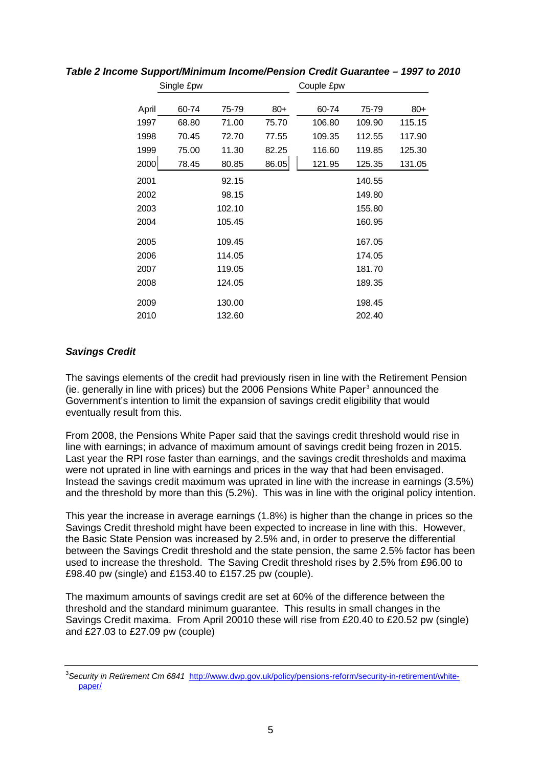*Table 2 Income Support/Minimum Income/Pension Credit Guarantee – 1997 to 2010*

| | Single £pw | | | Couple £pw | | |
|---|---|---|---|---|---|---|
| April | 60-74 | 75-79 | 80+ | 60-74 | 75-79 | 80+ |
| 1997 | 68.80 | 71.00 | 75.70 | 106.80 | 109.90 | 115.15 |
| 1998 | 70.45 | 72.70 | 77.55 | 109.35 | 112.55 | 117.90 |
| 1999 | 75.00 | 11.30 | 82.25 | 116.60 | 119.85 | 125.30 |
| 2000 | 78.45 | 80.85 | 86.05 | 121.95 | 125.35 | 131.05 |
| 2001 | | 92.15 | | | 140.55 | |
| 2002 | | 98.15 | | | 149.80 | |
| 2003 | | 102.10 | | | 155.80 | |
| 2004 | | 105.45 | | | 160.95 | |
| 2005 | | 109.45 | | | 167.05 | |
| 2006 | | 114.05 | | | 174.05 | |
| 2007 | | 119.05 | | | 181.70 | |
| 2008 | | 124.05 | | | 189.35 | |
| 2009 | | 130.00 | | | 198.45 | |
| 2010 | | 132.60 | | | 202.40 | |

### *Savings Credit*

The savings elements of the credit had previously risen in line with the Retirement Pension (ie. generally in line with prices) but the 2006 Pensions White Paper[3] announced the Government's intention to limit the expansion of savings credit eligibility that would eventually result from this.

From 2008, the Pensions White Paper said that the savings credit threshold would rise in line with earnings; in advance of maximum amount of savings credit being frozen in 2015. Last year the RPI rose faster than earnings, and the savings credit thresholds and maxima were not uprated in line with earnings and prices in the way that had been envisaged. Instead the savings credit maximum was uprated in line with the increase in earnings (3.5%) and the threshold by more than this (5.2%). This was in line with the original policy intention.

This year the increase in average earnings (1.8%) is higher than the change in prices so the Savings Credit threshold might have been expected to increase in line with this. However, the Basic State Pension was increased by 2.5% and, in order to preserve the differential between the Savings Credit threshold and the state pension, the same 2.5% factor has been used to increase the threshold. The Saving Credit threshold rises by 2.5% from £96.00 to £98.40 pw (single) and £153.40 to £157.25 pw (couple).

The maximum amounts of savings credit are set at 60% of the difference between the threshold and the standard minimum guarantee. This results in small changes in the Savings Credit maxima. From April 20010 these will rise from £20.40 to £20.52 pw (single) and £27.03 to £27.09 pw (couple)

---

[3] *Security in Retirement Cm 6841* http://www.dwp.gov.uk/policy/pensions-reform/security-in-retirement/white-paper/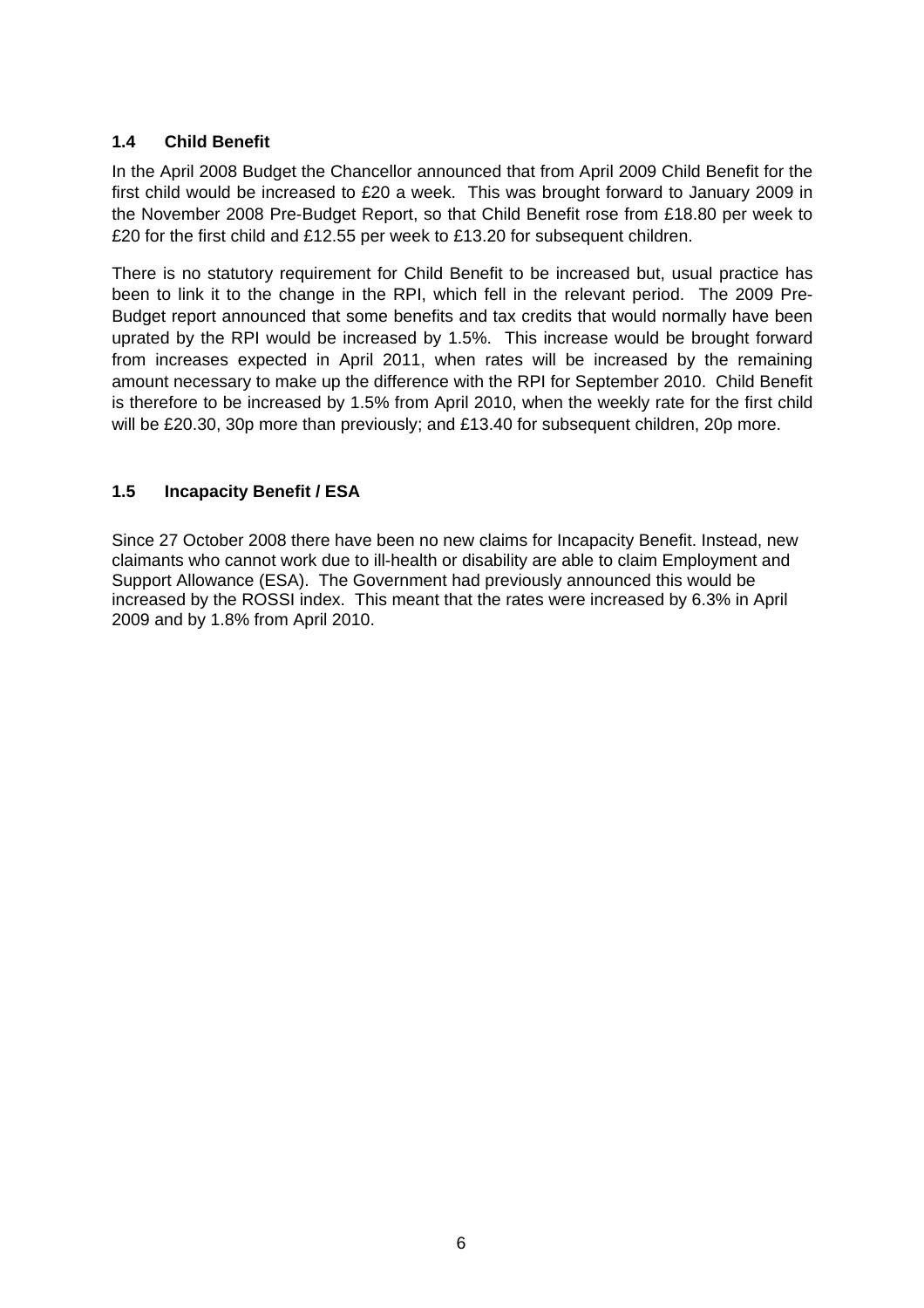### 1.4 Child Benefit

In the April 2008 Budget the Chancellor announced that from April 2009 Child Benefit for the first child would be increased to £20 a week. This was brought forward to January 2009 in the November 2008 Pre-Budget Report, so that Child Benefit rose from £18.80 per week to £20 for the first child and £12.55 per week to £13.20 for subsequent children.

There is no statutory requirement for Child Benefit to be increased but, usual practice has been to link it to the change in the RPI, which fell in the relevant period. The 2009 Pre-Budget report announced that some benefits and tax credits that would normally have been uprated by the RPI would be increased by 1.5%. This increase would be brought forward from increases expected in April 2011, when rates will be increased by the remaining amount necessary to make up the difference with the RPI for September 2010. Child Benefit is therefore to be increased by 1.5% from April 2010, when the weekly rate for the first child will be £20.30, 30p more than previously; and £13.40 for subsequent children, 20p more.

### 1.5 Incapacity Benefit / ESA

Since 27 October 2008 there have been no new claims for Incapacity Benefit. Instead, new claimants who cannot work due to ill-health or disability are able to claim Employment and Support Allowance (ESA). The Government had previously announced this would be increased by the ROSSI index. This meant that the rates were increased by 6.3% in April 2009 and by 1.8% from April 2010.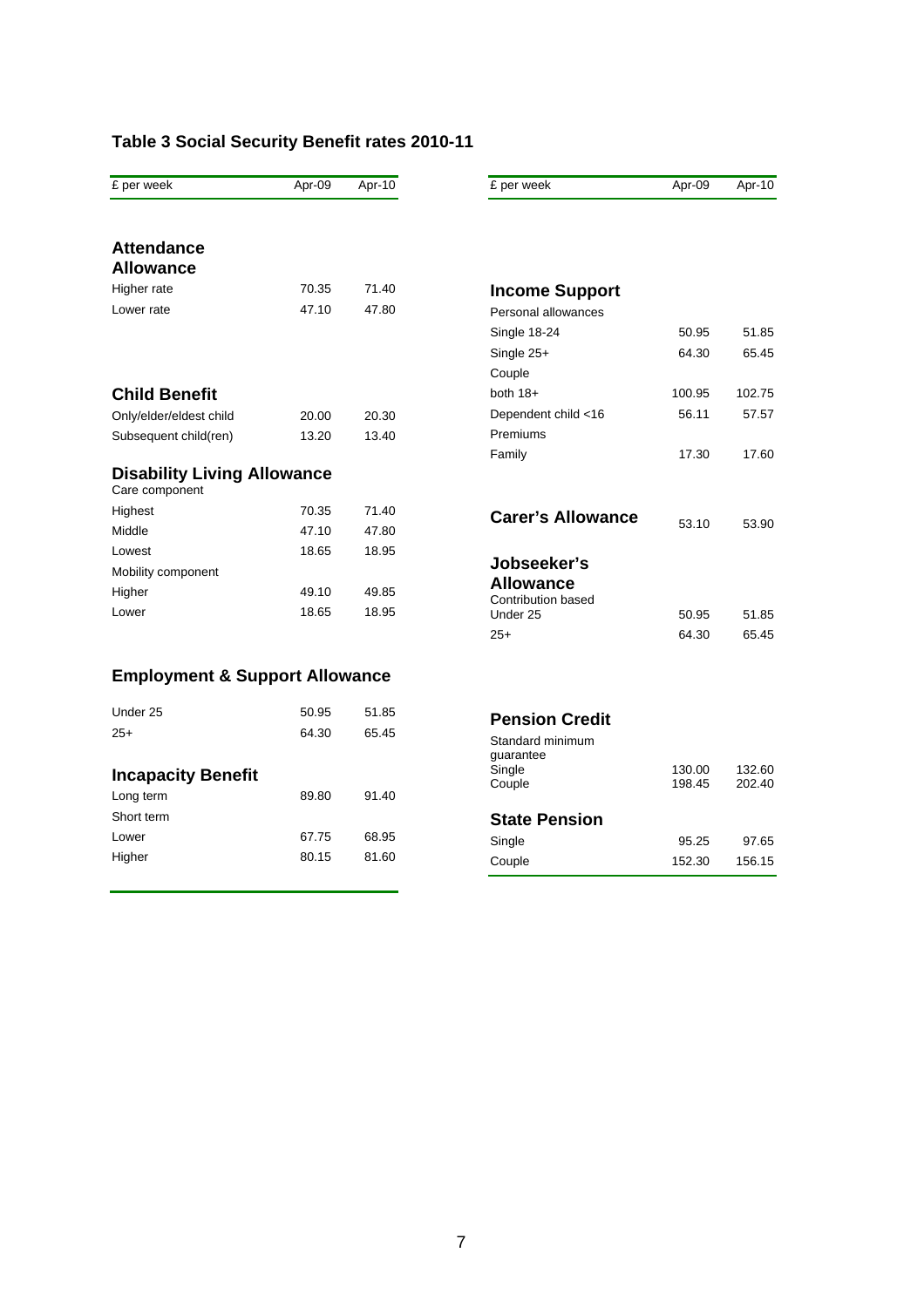## Table 3 Social Security Benefit rates 2010-11

| £ per week | Apr-09 | Apr-10 |
|---|---|---|
| **Attendance Allowance** | | |
| Higher rate | 70.35 | 71.40 |
| Lower rate | 47.10 | 47.80 |
| **Child Benefit** | | |
| Only/elder/eldest child | 20.00 | 20.30 |
| Subsequent child(ren) | 13.20 | 13.40 |
| **Disability Living Allowance** | | |
| Care component | | |
| Highest | 70.35 | 71.40 |
| Middle | 47.10 | 47.80 |
| Lowest | 18.65 | 18.95 |
| Mobility component | | |
| Higher | 49.10 | 49.85 |
| Lower | 18.65 | 18.95 |
| **Employment & Support Allowance** | | |
| Under 25 | 50.95 | 51.85 |
| 25+ | 64.30 | 65.45 |
| **Incapacity Benefit** | | |
| Long term | 89.80 | 91.40 |
| Short term | | |
| Lower | 67.75 | 68.95 |
| Higher | 80.15 | 81.60 |

| £ per week | Apr-09 | Apr-10 |
|---|---|---|
| **Income Support** | | |
| Personal allowances | | |
| Single 18-24 | 50.95 | 51.85 |
| Single 25+ | 64.30 | 65.45 |
| Couple | | |
| both 18+ | 100.95 | 102.75 |
| Dependent child <16 | 56.11 | 57.57 |
| Premiums | | |
| Family | 17.30 | 17.60 |
| **Carer's Allowance** | 53.10 | 53.90 |
| **Jobseeker's Allowance** | | |
| Contribution based | | |
| Under 25 | 50.95 | 51.85 |
| 25+ | 64.30 | 65.45 |
| **Pension Credit** | | |
| Standard minimum guarantee | | |
| Single | 130.00 | 132.60 |
| Couple | 198.45 | 202.40 |
| **State Pension** | | |
| Single | 95.25 | 97.65 |
| Couple | 152.30 | 156.15 |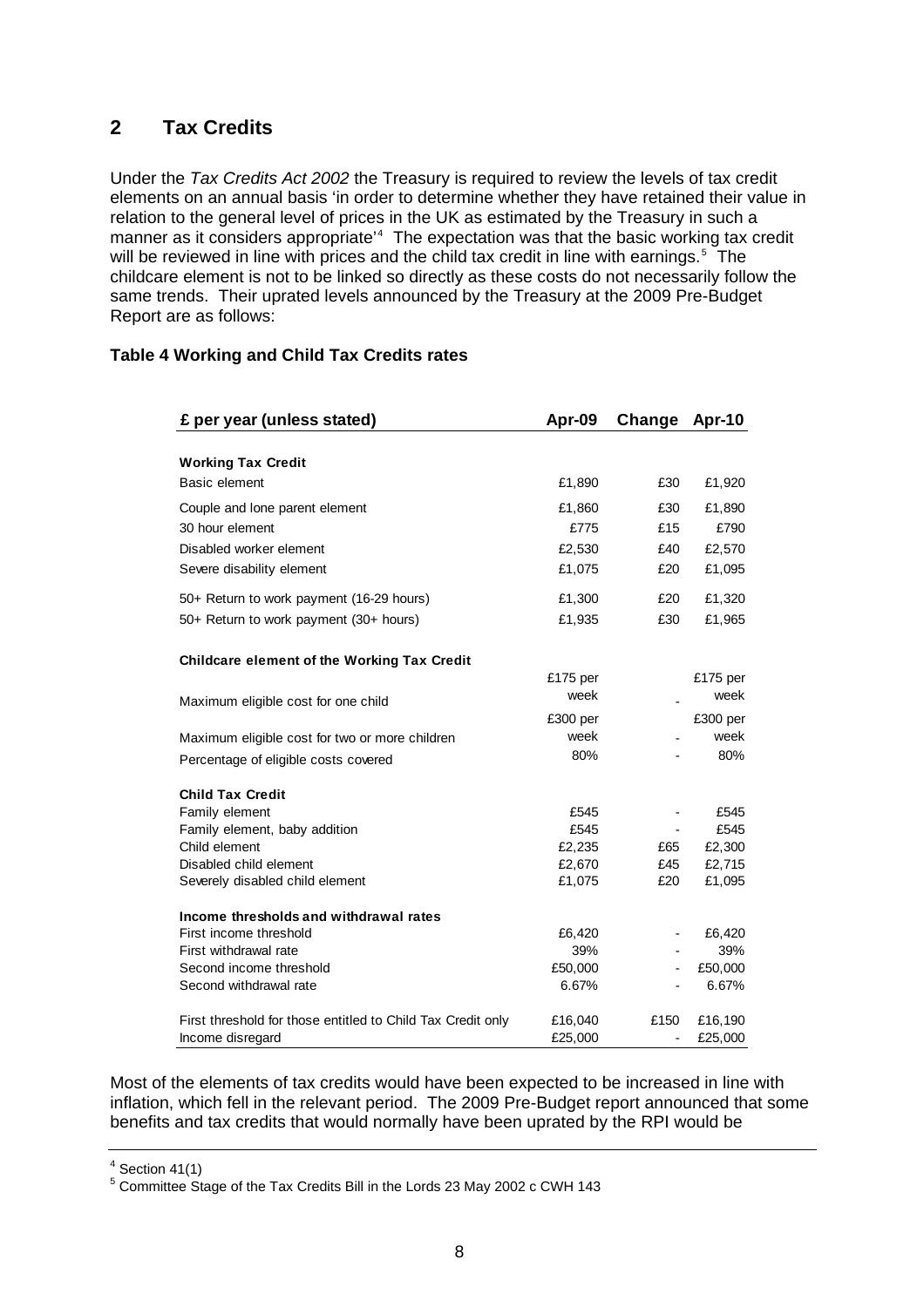## 2 Tax Credits

Under the *Tax Credits Act 2002* the Treasury is required to review the levels of tax credit elements on an annual basis 'in order to determine whether they have retained their value in relation to the general level of prices in the UK as estimated by the Treasury in such a manner as it considers appropriate'[4] The expectation was that the basic working tax credit will be reviewed in line with prices and the child tax credit in line with earnings.[5] The childcare element is not to be linked so directly as these costs do not necessarily follow the same trends. Their uprated levels announced by the Treasury at the 2009 Pre-Budget Report are as follows:

**Table 4 Working and Child Tax Credits rates**

| £ per year (unless stated) | Apr-09 | Change | Apr-10 |
|---|---|---|---|
| **Working Tax Credit** | | | |
| Basic element | £1,890 | £30 | £1,920 |
| Couple and lone parent element | £1,860 | £30 | £1,890 |
| 30 hour element | £775 | £15 | £790 |
| Disabled worker element | £2,530 | £40 | £2,570 |
| Severe disability element | £1,075 | £20 | £1,095 |
| 50+ Return to work payment (16-29 hours) | £1,300 | £20 | £1,320 |
| 50+ Return to work payment (30+ hours) | £1,935 | £30 | £1,965 |
| **Childcare element of the Working Tax Credit** | | | |
| Maximum eligible cost for one child | £175 per week | - | £175 per week |
| Maximum eligible cost for two or more children | £300 per week | - | £300 per week |
| Percentage of eligible costs covered | 80% | - | 80% |
| **Child Tax Credit** | | | |
| Family element | £545 | - | £545 |
| Family element, baby addition | £545 | - | £545 |
| Child element | £2,235 | £65 | £2,300 |
| Disabled child element | £2,670 | £45 | £2,715 |
| Severely disabled child element | £1,075 | £20 | £1,095 |
| **Income thresholds and withdrawal rates** | | | |
| First income threshold | £6,420 | - | £6,420 |
| First withdrawal rate | 39% | - | 39% |
| Second income threshold | £50,000 | - | £50,000 |
| Second withdrawal rate | 6.67% | - | 6.67% |
| First threshold for those entitled to Child Tax Credit only | £16,040 | £150 | £16,190 |
| Income disregard | £25,000 | - | £25,000 |

Most of the elements of tax credits would have been expected to be increased in line with inflation, which fell in the relevant period. The 2009 Pre-Budget report announced that some benefits and tax credits that would normally have been uprated by the RPI would be

---

[4] Section 41(1)

[5] Committee Stage of the Tax Credits Bill in the Lords 23 May 2002 c CWH 143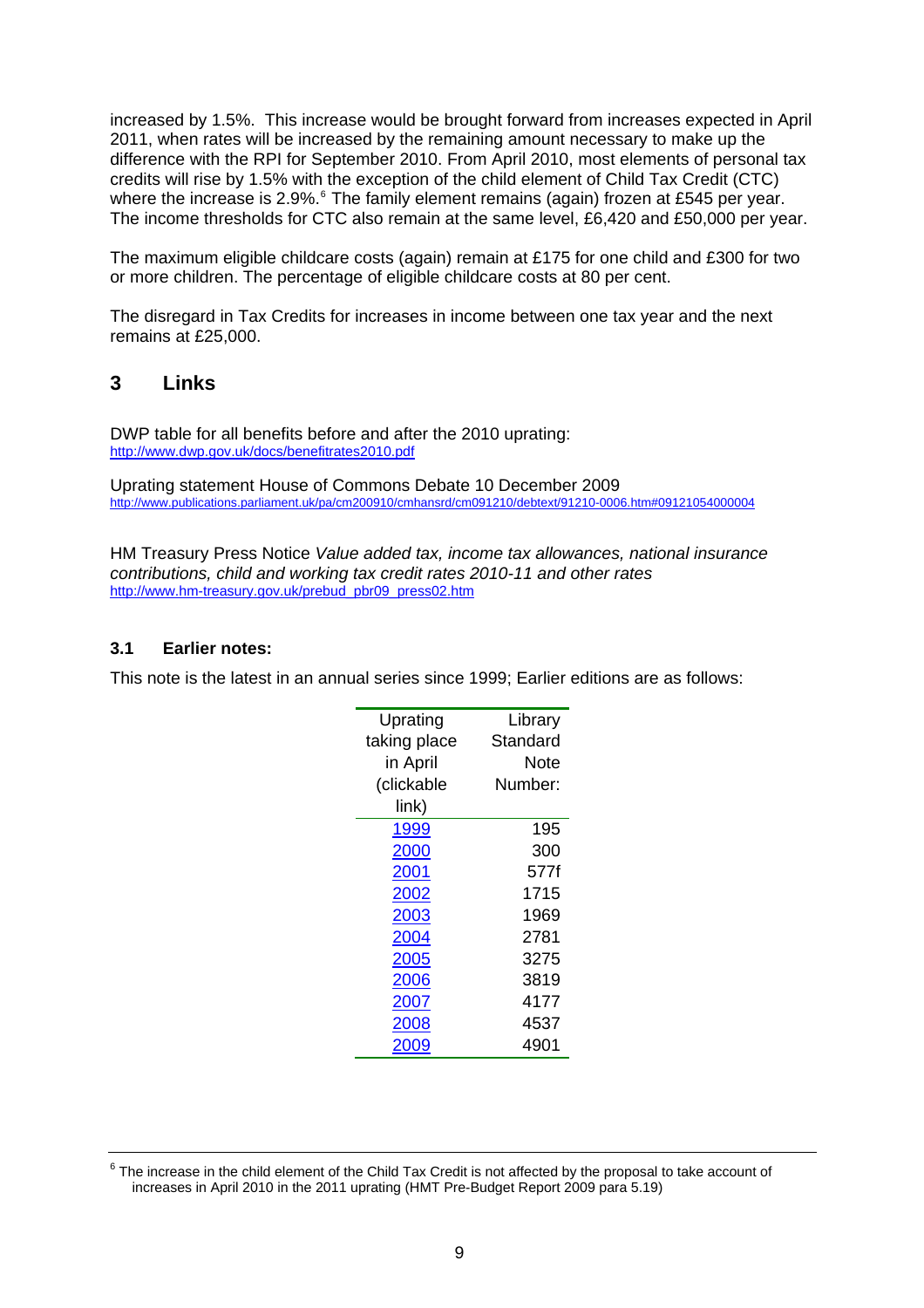increased by 1.5%. This increase would be brought forward from increases expected in April 2011, when rates will be increased by the remaining amount necessary to make up the difference with the RPI for September 2010. From April 2010, most elements of personal tax credits will rise by 1.5% with the exception of the child element of Child Tax Credit (CTC) where the increase is 2.9%.[6] The family element remains (again) frozen at £545 per year. The income thresholds for CTC also remain at the same level, £6,420 and £50,000 per year.

The maximum eligible childcare costs (again) remain at £175 for one child and £300 for two or more children. The percentage of eligible childcare costs at 80 per cent.

The disregard in Tax Credits for increases in income between one tax year and the next remains at £25,000.

## 3 Links

DWP table for all benefits before and after the 2010 uprating:
http://www.dwp.gov.uk/docs/benefitrates2010.pdf

Uprating statement House of Commons Debate 10 December 2009
http://www.publications.parliament.uk/pa/cm200910/cmhansrd/cm091210/debtext/91210-0006.htm#09121054000004

HM Treasury Press Notice *Value added tax, income tax allowances, national insurance contributions, child and working tax credit rates 2010-11 and other rates*
http://www.hm-treasury.gov.uk/prebud_pbr09_press02.htm

### 3.1 Earlier notes:

This note is the latest in an annual series since 1999; Earlier editions are as follows:

| Uprating taking place in April (clickable link) | Library Standard Note Number: |
|---|---|
| 1999 | 195 |
| 2000 | 300 |
| 2001 | 577f |
| 2002 | 1715 |
| 2003 | 1969 |
| 2004 | 2781 |
| 2005 | 3275 |
| 2006 | 3819 |
| 2007 | 4177 |
| 2008 | 4537 |
| 2009 | 4901 |

[6] The increase in the child element of the Child Tax Credit is not affected by the proposal to take account of increases in April 2010 in the 2011 uprating (HMT Pre-Budget Report 2009 para 5.19)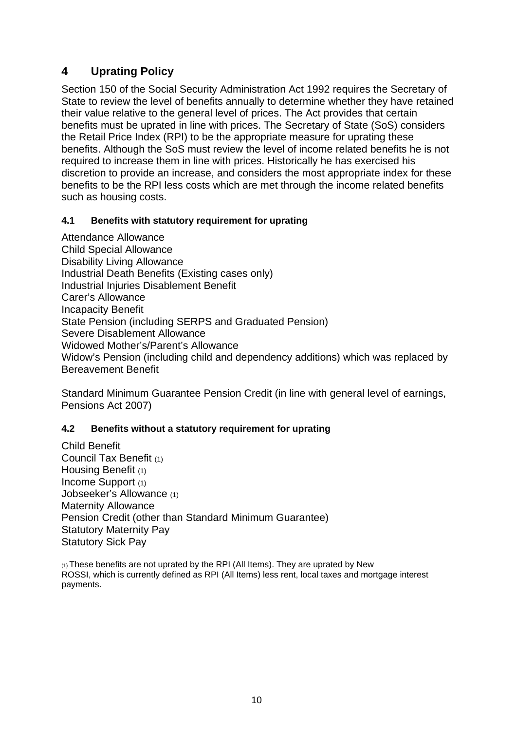## 4 Uprating Policy

Section 150 of the Social Security Administration Act 1992 requires the Secretary of State to review the level of benefits annually to determine whether they have retained their value relative to the general level of prices. The Act provides that certain benefits must be uprated in line with prices. The Secretary of State (SoS) considers the Retail Price Index (RPI) to be the appropriate measure for uprating these benefits. Although the SoS must review the level of income related benefits he is not required to increase them in line with prices. Historically he has exercised his discretion to provide an increase, and considers the most appropriate index for these benefits to be the RPI less costs which are met through the income related benefits such as housing costs.

### 4.1 Benefits with statutory requirement for uprating

Attendance Allowance
Child Special Allowance
Disability Living Allowance
Industrial Death Benefits (Existing cases only)
Industrial Injuries Disablement Benefit
Carer's Allowance
Incapacity Benefit
State Pension (including SERPS and Graduated Pension)
Severe Disablement Allowance
Widowed Mother's/Parent's Allowance
Widow's Pension (including child and dependency additions) which was replaced by Bereavement Benefit

Standard Minimum Guarantee Pension Credit (in line with general level of earnings, Pensions Act 2007)

### 4.2 Benefits without a statutory requirement for uprating

Child Benefit
Council Tax Benefit (1)
Housing Benefit (1)
Income Support (1)
Jobseeker's Allowance (1)
Maternity Allowance
Pension Credit (other than Standard Minimum Guarantee)
Statutory Maternity Pay
Statutory Sick Pay

(1) These benefits are not uprated by the RPI (All Items). They are uprated by New ROSSI, which is currently defined as RPI (All Items) less rent, local taxes and mortgage interest payments.